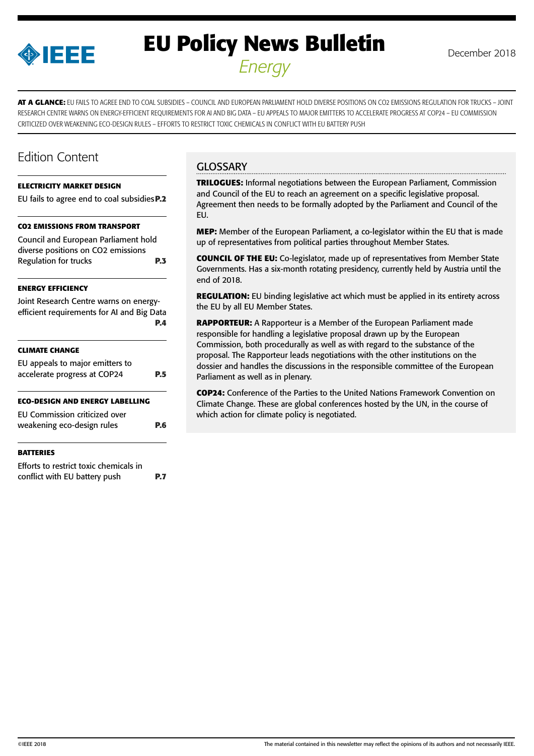# EU Policy News Bulletin

*Energy*

December 2018

**AT A GLANCE:** EU FAILS TO AGREE END TO COAL SUBSIDIES – COUNCIL AND EUROPEAN PARLIAMENT HOLD DIVERSE POSITIONS ON CO2 EMISSIONS REGULATION FOR TRUCKS – JOINT RESEARCH CENTRE WARNS ON ENERGY-EFFICIENT REQUIREMENTS FOR AI AND BIG DATA – EU APPEALS TO MAJOR EMITTERS TO ACCELERATE PROGRESS AT COP24 – EU COMMISSION CRITICIZED OVER WEAKENING ECO-DESIGN RULES – EFFORTS TO RESTRICT TOXIC CHEMICALS IN CONFLICT WITH EU BATTERY PUSH

## Edition Content

**ELECTRICITY MARKET DESIGN**

EU fails to agree end to coal subsidies **P.2**

**CO2 EMISSIONS FROM TRANSPORT**

Council and European Parliament hold diverse positions on CO2 emissions Regulation for trucks **P.3**

**ENERGY EFFICIENCY**

Joint Research Centre warns on energy-efficient requirements for AI and Big Data **P.4**

**CLIMATE CHANGE**

EU appeals to major emitters to accelerate progress at COP24 **P.5**

**ECO-DESIGN AND ENERGY LABELLING**

EU Commission criticized over weakening eco-design rules **P.6**

**BATTERIES**

Efforts to restrict toxic chemicals in conflict with EU battery push **P.7**

## GLOSSARY

**TRILOGUES:** Informal negotiations between the European Parliament, Commission and Council of the EU to reach an agreement on a specific legislative proposal. Agreement then needs to be formally adopted by the Parliament and Council of the EU.

**MEP:** Member of the European Parliament, a co-legislator within the EU that is made up of representatives from political parties throughout Member States.

**COUNCIL OF THE EU:** Co-legislator, made up of representatives from Member State Governments. Has a six-month rotating presidency, currently held by Austria until the end of 2018.

**REGULATION:** EU binding legislative act which must be applied in its entirety across the EU by all EU Member States.

**RAPPORTEUR:** A Rapporteur is a Member of the European Parliament made responsible for handling a legislative proposal drawn up by the European Commission, both procedurally as well as with regard to the substance of the proposal. The Rapporteur leads negotiations with the other institutions on the dossier and handles the discussions in the responsible committee of the European Parliament as well as in plenary.

**COP24:** Conference of the Parties to the United Nations Framework Convention on Climate Change. These are global conferences hosted by the UN, in the course of which action for climate policy is negotiated.

©IEEE 2018

The material contained in this newsletter may reflect the opinions of its authors and not necessarily IEEE.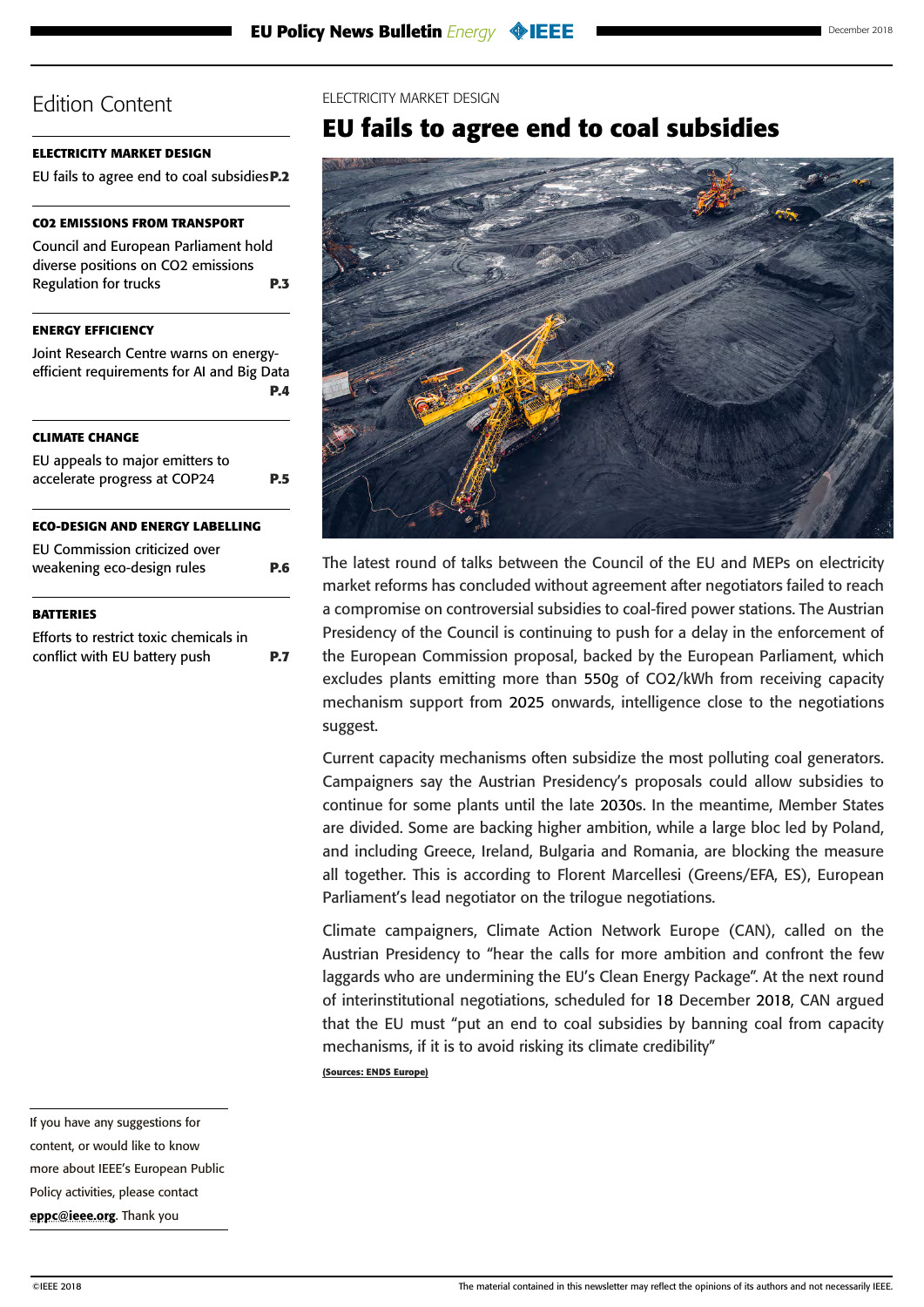## Edition Content

**ELECTRICITY MARKET DESIGN**

EU fails to agree end to coal subsidies **P.2**

**CO2 EMISSIONS FROM TRANSPORT**

Council and European Parliament hold diverse positions on CO2 emissions Regulation for trucks **P.3**

**ENERGY EFFICIENCY**

Joint Research Centre warns on energy-efficient requirements for AI and Big Data **P.4**

**CLIMATE CHANGE**

EU appeals to major emitters to accelerate progress at COP24 **P.5**

**ECO-DESIGN AND ENERGY LABELLING**

EU Commission criticized over weakening eco-design rules **P.6**

**BATTERIES**

Efforts to restrict toxic chemicals in conflict with EU battery push **P.7**

If you have any suggestions for content, or would like to know more about IEEE's European Public Policy activities, please contact **eppc@ieee.org**. Thank you

ELECTRICITY MARKET DESIGN

# EU fails to agree end to coal subsidies

The latest round of talks between the Council of the EU and MEPs on electricity market reforms has concluded without agreement after negotiators failed to reach a compromise on controversial subsidies to coal-fired power stations. The Austrian Presidency of the Council is continuing to push for a delay in the enforcement of the European Commission proposal, backed by the European Parliament, which excludes plants emitting more than 550g of $CO_2$/kWh from receiving capacity mechanism support from 2025 onwards, intelligence close to the negotiations suggest.

Current capacity mechanisms often subsidize the most polluting coal generators. Campaigners say the Austrian Presidency's proposals could allow subsidies to continue for some plants until the late 2030s. In the meantime, Member States are divided. Some are backing higher ambition, while a large bloc led by Poland, and including Greece, Ireland, Bulgaria and Romania, are blocking the measure all together. This is according to Florent Marcellesi (Greens/EFA, ES), European Parliament's lead negotiator on the trilogue negotiations.

Climate campaigners, Climate Action Network Europe (CAN), called on the Austrian Presidency to "hear the calls for more ambition and confront the few laggards who are undermining the EU's Clean Energy Package". At the next round of interinstitutional negotiations, scheduled for 18 December 2018, CAN argued that the EU must "put an end to coal subsidies by banning coal from capacity mechanisms, if it is to avoid risking its climate credibility"

**(Sources: ENDS Europe)**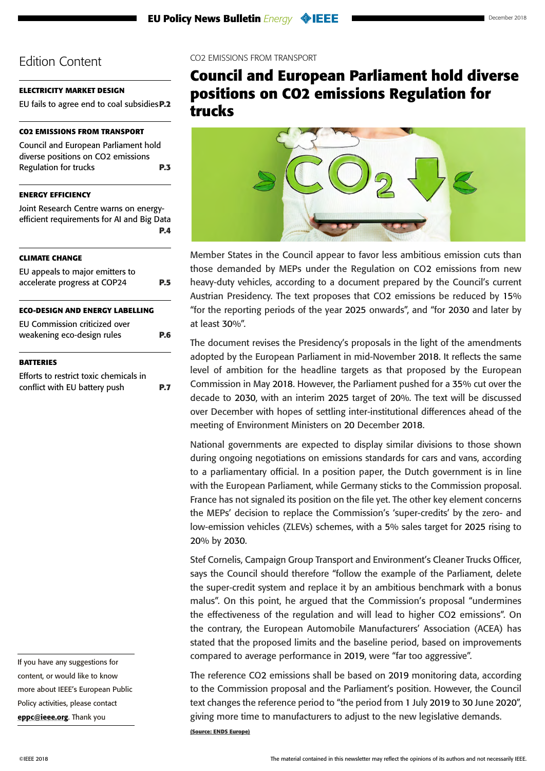## Edition Content

**ELECTRICITY MARKET DESIGN**

EU fails to agree end to coal subsidies **P.2**

**CO2 EMISSIONS FROM TRANSPORT**

Council and European Parliament hold diverse positions on CO2 emissions Regulation for trucks **P.3**

**ENERGY EFFICIENCY**

Joint Research Centre warns on energy-efficient requirements for AI and Big Data **P.4**

**CLIMATE CHANGE**

EU appeals to major emitters to accelerate progress at COP24 **P.5**

**ECO-DESIGN AND ENERGY LABELLING**

EU Commission criticized over weakening eco-design rules **P.6**

**BATTERIES**

Efforts to restrict toxic chemicals in conflict with EU battery push **P.7**

If you have any suggestions for content, or would like to know more about IEEE's European Public Policy activities, please contact **eppc@ieee.org**. Thank you

CO2 EMISSIONS FROM TRANSPORT

# Council and European Parliament hold diverse positions on CO2 emissions Regulation for trucks

Member States in the Council appear to favor less ambitious emission cuts than those demanded by MEPs under the Regulation on $CO_2$ emissions from new heavy-duty vehicles, according to a document prepared by the Council's current Austrian Presidency. The text proposes that $CO_2$ emissions be reduced by 15% "for the reporting periods of the year 2025 onwards", and "for 2030 and later by at least 30%".

The document revises the Presidency's proposals in the light of the amendments adopted by the European Parliament in mid-November 2018. It reflects the same level of ambition for the headline targets as that proposed by the European Commission in May 2018. However, the Parliament pushed for a 35% cut over the decade to 2030, with an interim 2025 target of 20%. The text will be discussed over December with hopes of settling inter-institutional differences ahead of the meeting of Environment Ministers on 20 December 2018.

National governments are expected to display similar divisions to those shown during ongoing negotiations on emissions standards for cars and vans, according to a parliamentary official. In a position paper, the Dutch government is in line with the European Parliament, while Germany sticks to the Commission proposal. France has not signaled its position on the file yet. The other key element concerns the MEPs' decision to replace the Commission's 'super-credits' by the zero- and low-emission vehicles (ZLEVs) schemes, with a 5% sales target for 2025 rising to 20% by 2030.

Stef Cornelis, Campaign Group Transport and Environment's Cleaner Trucks Officer, says the Council should therefore "follow the example of the Parliament, delete the super-credit system and replace it by an ambitious benchmark with a bonus malus". On this point, he argued that the Commission's proposal "undermines the effectiveness of the regulation and will lead to higher $CO_2$ emissions". On the contrary, the European Automobile Manufacturers' Association (ACEA) has stated that the proposed limits and the baseline period, based on improvements compared to average performance in 2019, were "far too aggressive".

The reference $CO_2$ emissions shall be based on 2019 monitoring data, according to the Commission proposal and the Parliament's position. However, the Council text changes the reference period to "the period from 1 July 2019 to 30 June 2020", giving more time to manufacturers to adjust to the new legislative demands.

(Source: ENDS Europe)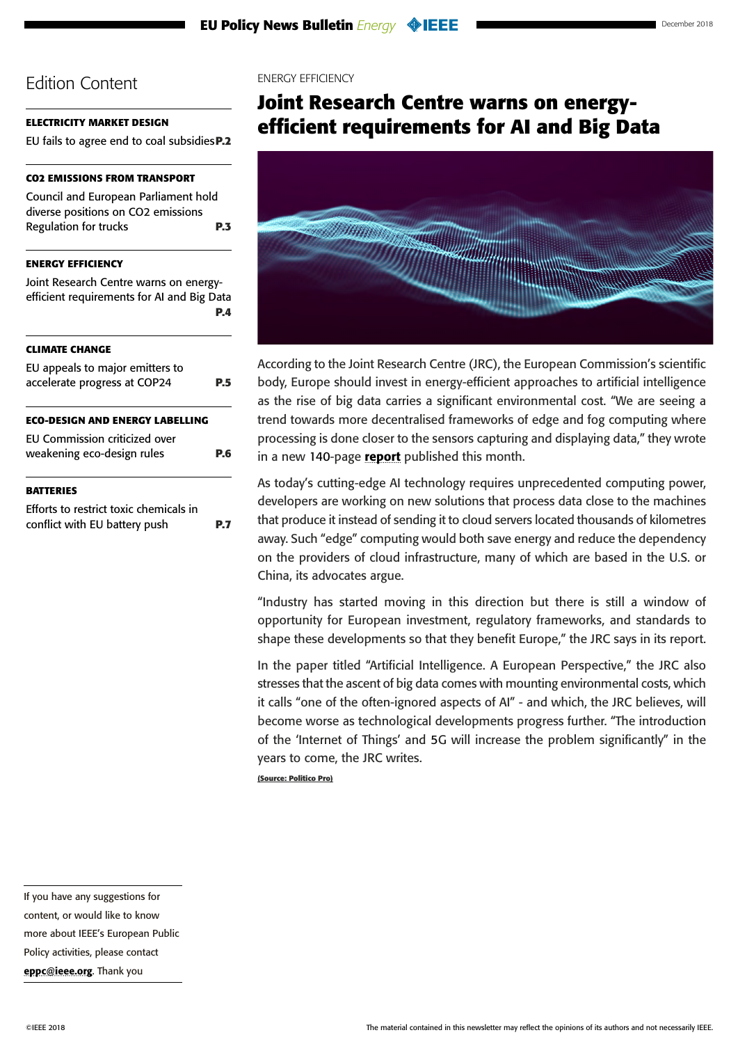## Edition Content

**ELECTRICITY MARKET DESIGN**

EU fails to agree end to coal subsidies **P.2**

**CO2 EMISSIONS FROM TRANSPORT**

Council and European Parliament hold diverse positions on CO2 emissions Regulation for trucks **P.3**

**ENERGY EFFICIENCY**

Joint Research Centre warns on energy-efficient requirements for AI and Big Data **P.4**

**CLIMATE CHANGE**

EU appeals to major emitters to accelerate progress at COP24 **P.5**

**ECO-DESIGN AND ENERGY LABELLING**

EU Commission criticized over weakening eco-design rules **P.6**

**BATTERIES**

Efforts to restrict toxic chemicals in conflict with EU battery push **P.7**

If you have any suggestions for content, or would like to know more about IEEE's European Public Policy activities, please contact **eppc@ieee.org**. Thank you

ENERGY EFFICIENCY

# Joint Research Centre warns on energy-efficient requirements for AI and Big Data

According to the Joint Research Centre (JRC), the European Commission's scientific body, Europe should invest in energy-efficient approaches to artificial intelligence as the rise of big data carries a significant environmental cost. "We are seeing a trend towards more decentralised frameworks of edge and fog computing where processing is done closer to the sensors capturing and displaying data," they wrote in a new 140-page **report** published this month.

As today's cutting-edge AI technology requires unprecedented computing power, developers are working on new solutions that process data close to the machines that produce it instead of sending it to cloud servers located thousands of kilometres away. Such "edge" computing would both save energy and reduce the dependency on the providers of cloud infrastructure, many of which are based in the U.S. or China, its advocates argue.

"Industry has started moving in this direction but there is still a window of opportunity for European investment, regulatory frameworks, and standards to shape these developments so that they benefit Europe," the JRC says in its report.

In the paper titled "Artificial Intelligence. A European Perspective," the JRC also stresses that the ascent of big data comes with mounting environmental costs, which it calls "one of the often-ignored aspects of AI" - and which, the JRC believes, will become worse as technological developments progress further. "The introduction of the 'Internet of Things' and 5G will increase the problem significantly" in the years to come, the JRC writes.

**(Source: Politico Pro)**

©IEEE 2018

The material contained in this newsletter may reflect the opinions of its authors and not necessarily IEEE.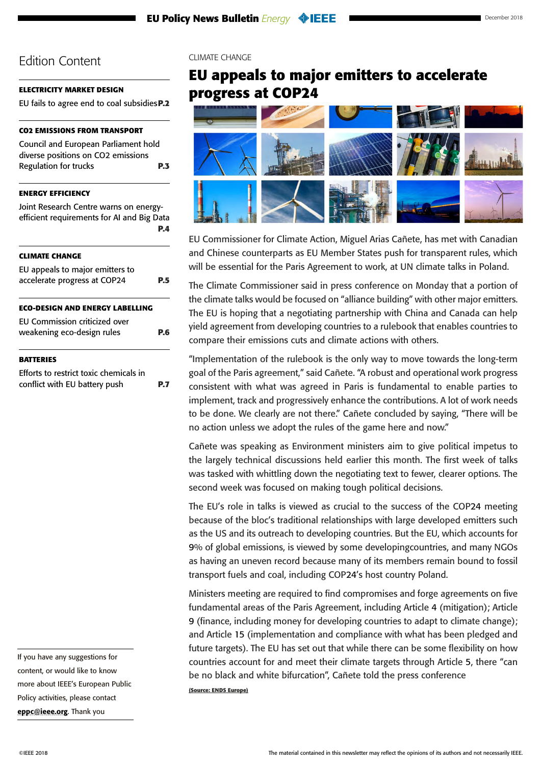## Edition Content

**ELECTRICITY MARKET DESIGN**

EU fails to agree end to coal subsidies **P.2**

**CO2 EMISSIONS FROM TRANSPORT**

Council and European Parliament hold diverse positions on CO2 emissions Regulation for trucks **P.3**

**ENERGY EFFICIENCY**

Joint Research Centre warns on energy-efficient requirements for AI and Big Data **P.4**

**CLIMATE CHANGE**

EU appeals to major emitters to accelerate progress at COP24 **P.5**

**ECO-DESIGN AND ENERGY LABELLING**

EU Commission criticized over weakening eco-design rules **P.6**

**BATTERIES**

Efforts to restrict toxic chemicals in conflict with EU battery push **P.7**

If you have any suggestions for content, or would like to know more about IEEE's European Public Policy activities, please contact **eppc@ieee.org**. Thank you

CLIMATE CHANGE

# EU appeals to major emitters to accelerate progress at COP24

EU Commissioner for Climate Action, Miguel Arias Cañete, has met with Canadian and Chinese counterparts as EU Member States push for transparent rules, which will be essential for the Paris Agreement to work, at UN climate talks in Poland.

The Climate Commissioner said in press conference on Monday that a portion of the climate talks would be focused on "alliance building" with other major emitters. The EU is hoping that a negotiating partnership with China and Canada can help yield agreement from developing countries to a rulebook that enables countries to compare their emissions cuts and climate actions with others.

"Implementation of the rulebook is the only way to move towards the long-term goal of the Paris agreement," said Cañete. "A robust and operational work progress consistent with what was agreed in Paris is fundamental to enable parties to implement, track and progressively enhance the contributions. A lot of work needs to be done. We clearly are not there." Cañete concluded by saying, "There will be no action unless we adopt the rules of the game here and now."

Cañete was speaking as Environment ministers aim to give political impetus to the largely technical discussions held earlier this month. The first week of talks was tasked with whittling down the negotiating text to fewer, clearer options. The second week was focused on making tough political decisions.

The EU's role in talks is viewed as crucial to the success of the COP24 meeting because of the bloc's traditional relationships with large developed emitters such as the US and its outreach to developing countries. But the EU, which accounts for 9% of global emissions, is viewed by some developingcountries, and many NGOs as having an uneven record because many of its members remain bound to fossil transport fuels and coal, including COP24's host country Poland.

Ministers meeting are required to find compromises and forge agreements on five fundamental areas of the Paris Agreement, including Article 4 (mitigation); Article 9 (finance, including money for developing countries to adapt to climate change); and Article 15 (implementation and compliance with what has been pledged and future targets). The EU has set out that while there can be some flexibility on how countries account for and meet their climate targets through Article 5, there "can be no black and white bifurcation", Cañete told the press conference

**(Source: ENDS Europe)**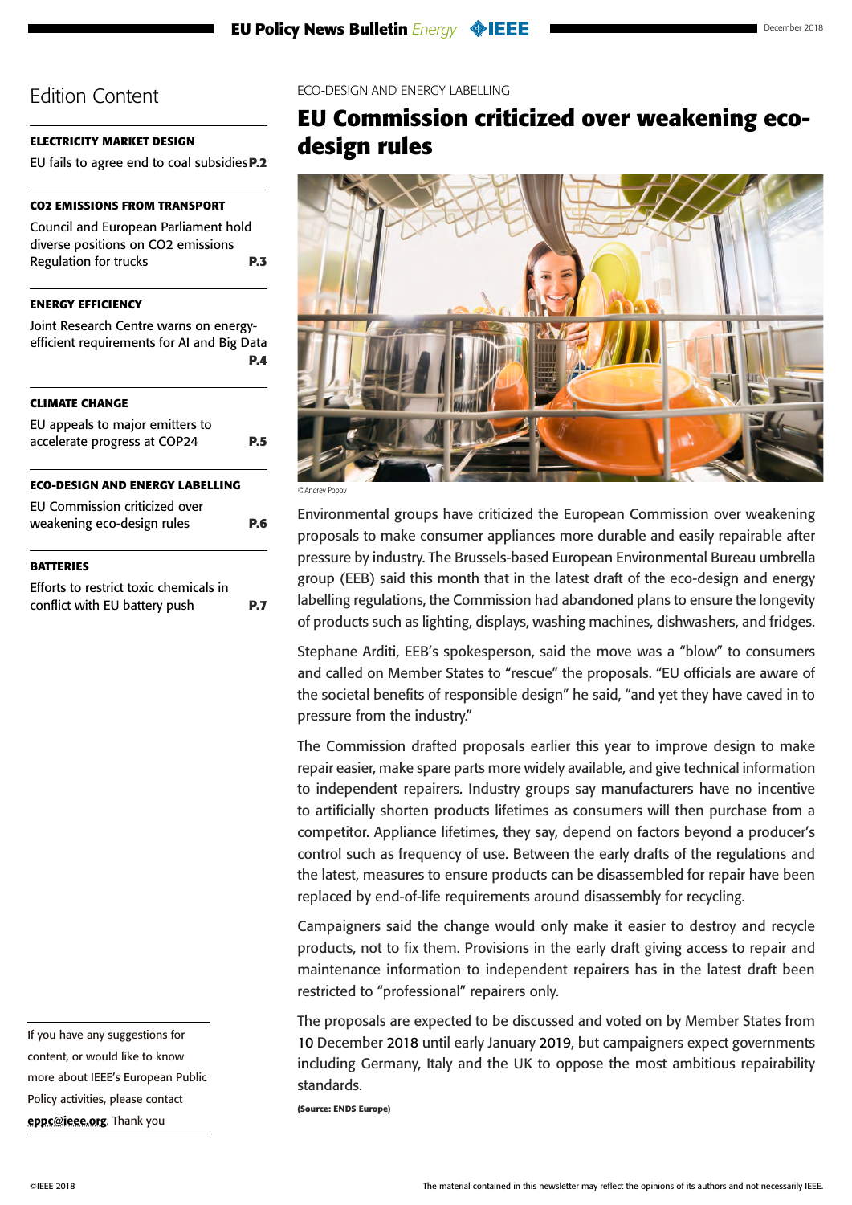## Edition Content

**ELECTRICITY MARKET DESIGN**

EU fails to agree end to coal subsidies **P.2**

**CO2 EMISSIONS FROM TRANSPORT**

Council and European Parliament hold diverse positions on CO2 emissions Regulation for trucks **P.3**

**ENERGY EFFICIENCY**

Joint Research Centre warns on energy-efficient requirements for AI and Big Data **P.4**

**CLIMATE CHANGE**

EU appeals to major emitters to accelerate progress at COP24 **P.5**

**ECO-DESIGN AND ENERGY LABELLING**

EU Commission criticized over weakening eco-design rules **P.6**

**BATTERIES**

Efforts to restrict toxic chemicals in conflict with EU battery push **P.7**

ECO-DESIGN AND ENERGY LABELLING

# EU Commission criticized over weakening eco-design rules

©Andrey Popov

Environmental groups have criticized the European Commission over weakening proposals to make consumer appliances more durable and easily repairable after pressure by industry. The Brussels-based European Environmental Bureau umbrella group (EEB) said this month that in the latest draft of the eco-design and energy labelling regulations, the Commission had abandoned plans to ensure the longevity of products such as lighting, displays, washing machines, dishwashers, and fridges.

Stephane Arditi, EEB's spokesperson, said the move was a "blow" to consumers and called on Member States to "rescue" the proposals. "EU officials are aware of the societal benefits of responsible design" he said, "and yet they have caved in to pressure from the industry."

The Commission drafted proposals earlier this year to improve design to make repair easier, make spare parts more widely available, and give technical information to independent repairers. Industry groups say manufacturers have no incentive to artificially shorten products lifetimes as consumers will then purchase from a competitor. Appliance lifetimes, they say, depend on factors beyond a producer's control such as frequency of use. Between the early drafts of the regulations and the latest, measures to ensure products can be disassembled for repair have been replaced by end-of-life requirements around disassembly for recycling.

Campaigners said the change would only make it easier to destroy and recycle products, not to fix them. Provisions in the early draft giving access to repair and maintenance information to independent repairers has in the latest draft been restricted to "professional" repairers only.

The proposals are expected to be discussed and voted on by Member States from 10 December 2018 until early January 2019, but campaigners expect governments including Germany, Italy and the UK to oppose the most ambitious repairability standards.

**(Source: ENDS Europe)**

If you have any suggestions for content, or would like to know more about IEEE's European Public Policy activities, please contact **eppc@ieee.org**. Thank you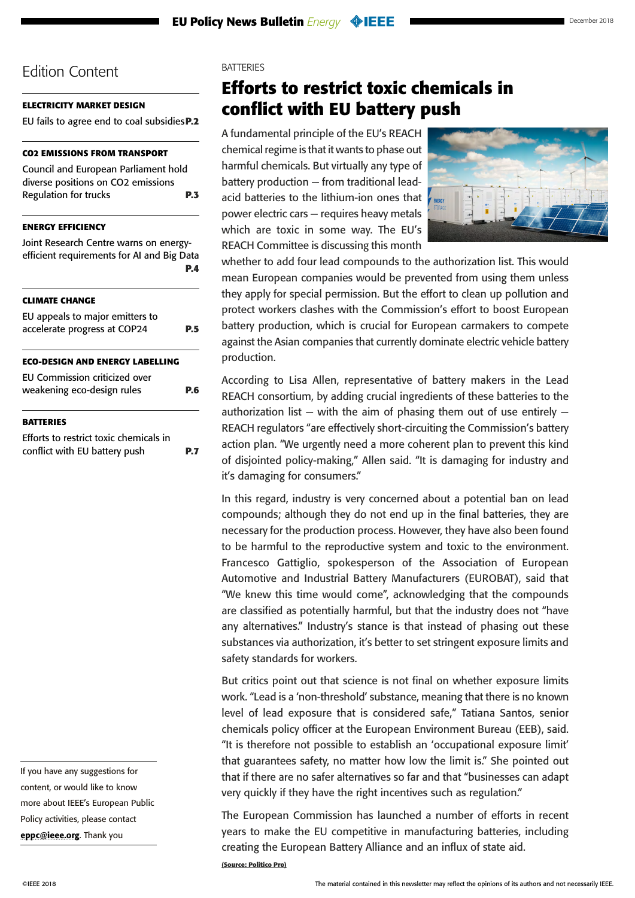# Edition Content

**ELECTRICITY MARKET DESIGN**

EU fails to agree end to coal subsidies **P.2**

**CO2 EMISSIONS FROM TRANSPORT**

Council and European Parliament hold diverse positions on CO2 emissions Regulation for trucks **P.3**

**ENERGY EFFICIENCY**

Joint Research Centre warns on energy-efficient requirements for AI and Big Data **P.4**

**CLIMATE CHANGE**

EU appeals to major emitters to accelerate progress at COP24 **P.5**

**ECO-DESIGN AND ENERGY LABELLING**

EU Commission criticized over weakening eco-design rules **P.6**

**BATTERIES**

Efforts to restrict toxic chemicals in conflict with EU battery push **P.7**

If you have any suggestions for content, or would like to know more about IEEE's European Public Policy activities, please contact **eppc@ieee.org**. Thank you

BATTERIES

## Efforts to restrict toxic chemicals in conflict with EU battery push

A fundamental principle of the EU's REACH chemical regime is that it wants to phase out harmful chemicals. But virtually any type of battery production — from traditional lead-acid batteries to the lithium-ion ones that power electric cars — requires heavy metals which are toxic in some way. The EU's REACH Committee is discussing this month whether to add four lead compounds to the authorization list. This would mean European companies would be prevented from using them unless they apply for special permission. But the effort to clean up pollution and protect workers clashes with the Commission's effort to boost European battery production, which is crucial for European carmakers to compete against the Asian companies that currently dominate electric vehicle battery production.

According to Lisa Allen, representative of battery makers in the Lead REACH consortium, by adding crucial ingredients of these batteries to the authorization list — with the aim of phasing them out of use entirely — REACH regulators "are effectively short-circuiting the Commission's battery action plan. "We urgently need a more coherent plan to prevent this kind of disjointed policy-making," Allen said. "It is damaging for industry and it's damaging for consumers."

In this regard, industry is very concerned about a potential ban on lead compounds; although they do not end up in the final batteries, they are necessary for the production process. However, they have also been found to be harmful to the reproductive system and toxic to the environment. Francesco Gattiglio, spokesperson of the Association of European Automotive and Industrial Battery Manufacturers (EUROBAT), said that "We knew this time would come", acknowledging that the compounds are classified as potentially harmful, but that the industry does not "have any alternatives." Industry's stance is that instead of phasing out these substances via authorization, it's better to set stringent exposure limits and safety standards for workers.

But critics point out that science is not final on whether exposure limits work. "Lead is a 'non-threshold' substance, meaning that there is no known level of lead exposure that is considered safe," Tatiana Santos, senior chemicals policy officer at the European Environment Bureau (EEB), said. "It is therefore not possible to establish an 'occupational exposure limit' that guarantees safety, no matter how low the limit is." She pointed out that if there are no safer alternatives so far and that "businesses can adapt very quickly if they have the right incentives such as regulation."

The European Commission has launched a number of efforts in recent years to make the EU competitive in manufacturing batteries, including creating the European Battery Alliance and an influx of state aid.

**(Source: Politico Pro)**

The material contained in this newsletter may reflect the opinions of its authors and not necessarily IEEE.